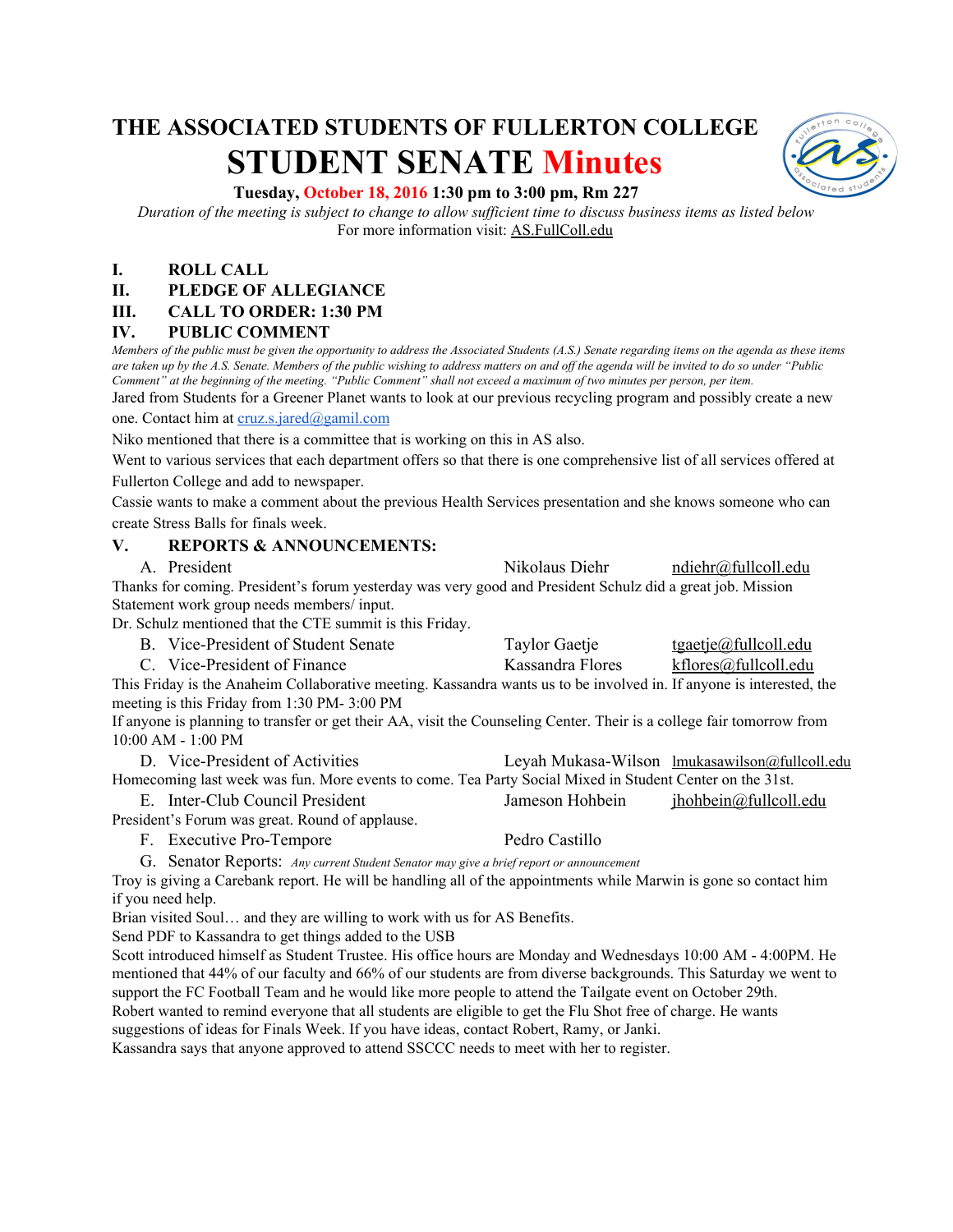# THE ASSOCIATED STUDENTS OF FULLERTON COLLEGE
# STUDENT SENATE Minutes

**Tuesday, October 18, 2016 1:30 pm to 3:00 pm, Rm 227**

*Duration of the meeting is subject to change to allow sufficient time to discuss business items as listed below*

For more information visit: AS.FullColl.edu

## I. ROLL CALL

## II. PLEDGE OF ALLEGIANCE

## III. CALL TO ORDER: 1:30 PM

## IV. PUBLIC COMMENT

*Members of the public must be given the opportunity to address the Associated Students (A.S.) Senate regarding items on the agenda as these items are taken up by the A.S. Senate. Members of the public wishing to address matters on and off the agenda will be invited to do so under "Public Comment" at the beginning of the meeting. "Public Comment" shall not exceed a maximum of two minutes per person, per item.*

Jared from Students for a Greener Planet wants to look at our previous recycling program and possibly create a new one. Contact him at cruz.s.jared@gamil.com

Niko mentioned that there is a committee that is working on this in AS also.

Went to various services that each department offers so that there is one comprehensive list of all services offered at Fullerton College and add to newspaper.

Cassie wants to make a comment about the previous Health Services presentation and she knows someone who can create Stress Balls for finals week.

## V. REPORTS & ANNOUNCEMENTS:

A. President — Nikolaus Diehr — ndiehr@fullcoll.edu

Thanks for coming. President's forum yesterday was very good and President Schulz did a great job. Mission Statement work group needs members/ input.

Dr. Schulz mentioned that the CTE summit is this Friday.

B. Vice-President of Student Senate — Taylor Gaetje — tgaetje@fullcoll.edu

C. Vice-President of Finance — Kassandra Flores — kflores@fullcoll.edu

This Friday is the Anaheim Collaborative meeting. Kassandra wants us to be involved in. If anyone is interested, the meeting is this Friday from 1:30 PM- 3:00 PM

If anyone is planning to transfer or get their AA, visit the Counseling Center. Their is a college fair tomorrow from 10:00 AM - 1:00 PM

D. Vice-President of Activities — Leyah Mukasa-Wilson — lmukasawilson@fullcoll.edu

Homecoming last week was fun. More events to come. Tea Party Social Mixed in Student Center on the 31st.

E. Inter-Club Council President — Jameson Hohbein — jhohbein@fullcoll.edu

President's Forum was great. Round of applause.

F. Executive Pro-Tempore — Pedro Castillo

G. Senator Reports: *Any current Student Senator may give a brief report or announcement*

Troy is giving a Carebank report. He will be handling all of the appointments while Marwin is gone so contact him if you need help.

Brian visited Soul… and they are willing to work with us for AS Benefits.

Send PDF to Kassandra to get things added to the USB

Scott introduced himself as Student Trustee. His office hours are Monday and Wednesdays 10:00 AM - 4:00PM. He mentioned that 44% of our faculty and 66% of our students are from diverse backgrounds. This Saturday we went to support the FC Football Team and he would like more people to attend the Tailgate event on October 29th.

Robert wanted to remind everyone that all students are eligible to get the Flu Shot free of charge. He wants suggestions of ideas for Finals Week. If you have ideas, contact Robert, Ramy, or Janki.

Kassandra says that anyone approved to attend SSCCC needs to meet with her to register.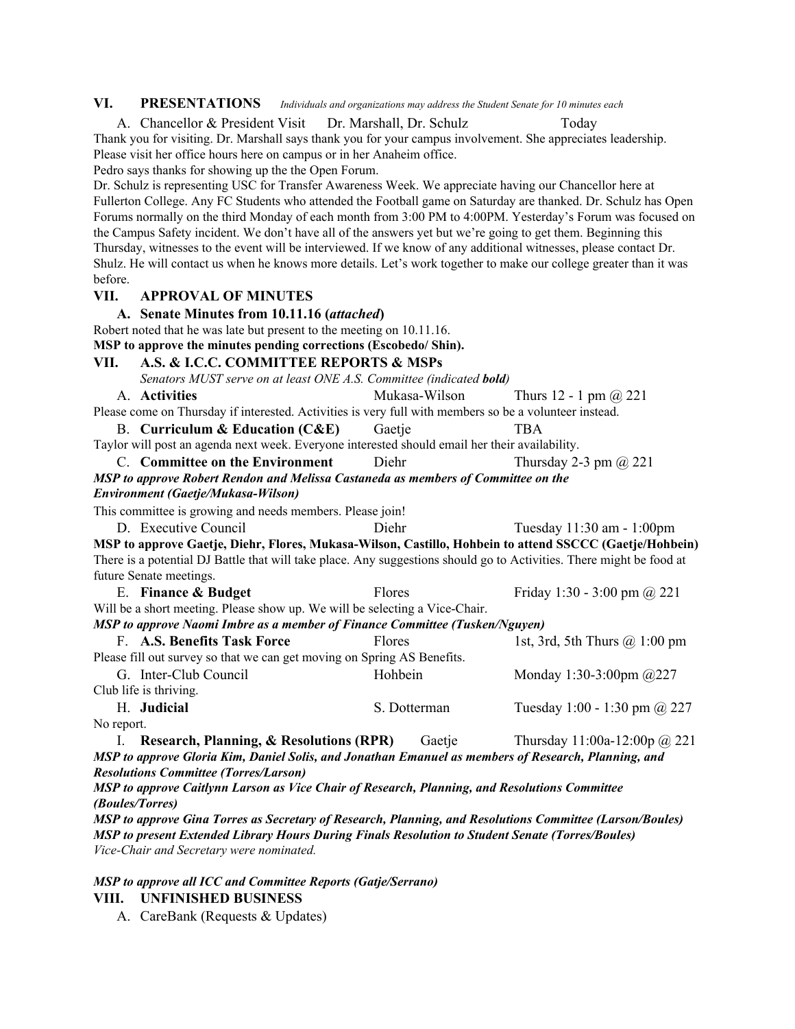## VI. PRESENTATIONS *Individuals and organizations may address the Student Senate for 10 minutes each*

A. Chancellor & President Visit    Dr. Marshall, Dr. Schulz    Today

Thank you for visiting. Dr. Marshall says thank you for your campus involvement. She appreciates leadership. Please visit her office hours here on campus or in her Anaheim office.

Pedro says thanks for showing up the the Open Forum.

Dr. Schulz is representing USC for Transfer Awareness Week. We appreciate having our Chancellor here at Fullerton College. Any FC Students who attended the Football game on Saturday are thanked. Dr. Schulz has Open Forums normally on the third Monday of each month from 3:00 PM to 4:00PM. Yesterday's Forum was focused on the Campus Safety incident. We don't have all of the answers yet but we're going to get them. Beginning this Thursday, witnesses to the event will be interviewed. If we know of any additional witnesses, please contact Dr. Shulz. He will contact us when he knows more details. Let's work together to make our college greater than it was before.

## VII. APPROVAL OF MINUTES

**A. Senate Minutes from 10.11.16 (*attached*)**

Robert noted that he was late but present to the meeting on 10.11.16.

**MSP to approve the minutes pending corrections (Escobedo/ Shin).**

## VII. A.S. & I.C.C. COMMITTEE REPORTS & MSPs

*Senators MUST serve on at least ONE A.S. Committee (indicated **bold**)*

A. **Activities**    Mukasa-Wilson    Thurs 12 - 1 pm @ 221

Please come on Thursday if interested. Activities is very full with members so be a volunteer instead.

B. **Curriculum & Education (C&E)**    Gaetje    TBA

Taylor will post an agenda next week. Everyone interested should email her their availability.

C. **Committee on the Environment**    Diehr    Thursday 2-3 pm @ 221

***MSP to approve Robert Rendon and Melissa Castaneda as members of Committee on the Environment (Gaetje/Mukasa-Wilson)***

This committee is growing and needs members. Please join!

D. Executive Council    Diehr    Tuesday 11:30 am - 1:00pm

**MSP to approve Gaetje, Diehr, Flores, Mukasa-Wilson, Castillo, Hohbein to attend SSCCC (Gaetje/Hohbein)**

There is a potential DJ Battle that will take place. Any suggestions should go to Activities. There might be food at future Senate meetings.

E. **Finance & Budget**    Flores    Friday 1:30 - 3:00 pm @ 221

Will be a short meeting. Please show up. We will be selecting a Vice-Chair.

***MSP to approve Naomi Imbre as a member of Finance Committee (Tusken/Nguyen)***

F. **A.S. Benefits Task Force**    Flores    1st, 3rd, 5th Thurs @ 1:00 pm

Please fill out survey so that we can get moving on Spring AS Benefits.

G. Inter-Club Council    Hohbein    Monday 1:30-3:00pm @227

Club life is thriving.

H. **Judicial**    S. Dotterman    Tuesday 1:00 - 1:30 pm @ 227

No report.

I. **Research, Planning, & Resolutions (RPR)**    Gaetje    Thursday 11:00a-12:00p @ 221

***MSP to approve Gloria Kim, Daniel Solis, and Jonathan Emanuel as members of Research, Planning, and Resolutions Committee (Torres/Larson)***

***MSP to approve Caitlynn Larson as Vice Chair of Research, Planning, and Resolutions Committee (Boules/Torres)***

***MSP to approve Gina Torres as Secretary of Research, Planning, and Resolutions Committee (Larson/Boules)***

***MSP to present Extended Library Hours During Finals Resolution to Student Senate (Torres/Boules)***

*Vice-Chair and Secretary were nominated.*

***MSP to approve all ICC and Committee Reports (Gatje/Serrano)***

## VIII. UNFINISHED BUSINESS

A. CareBank (Requests & Updates)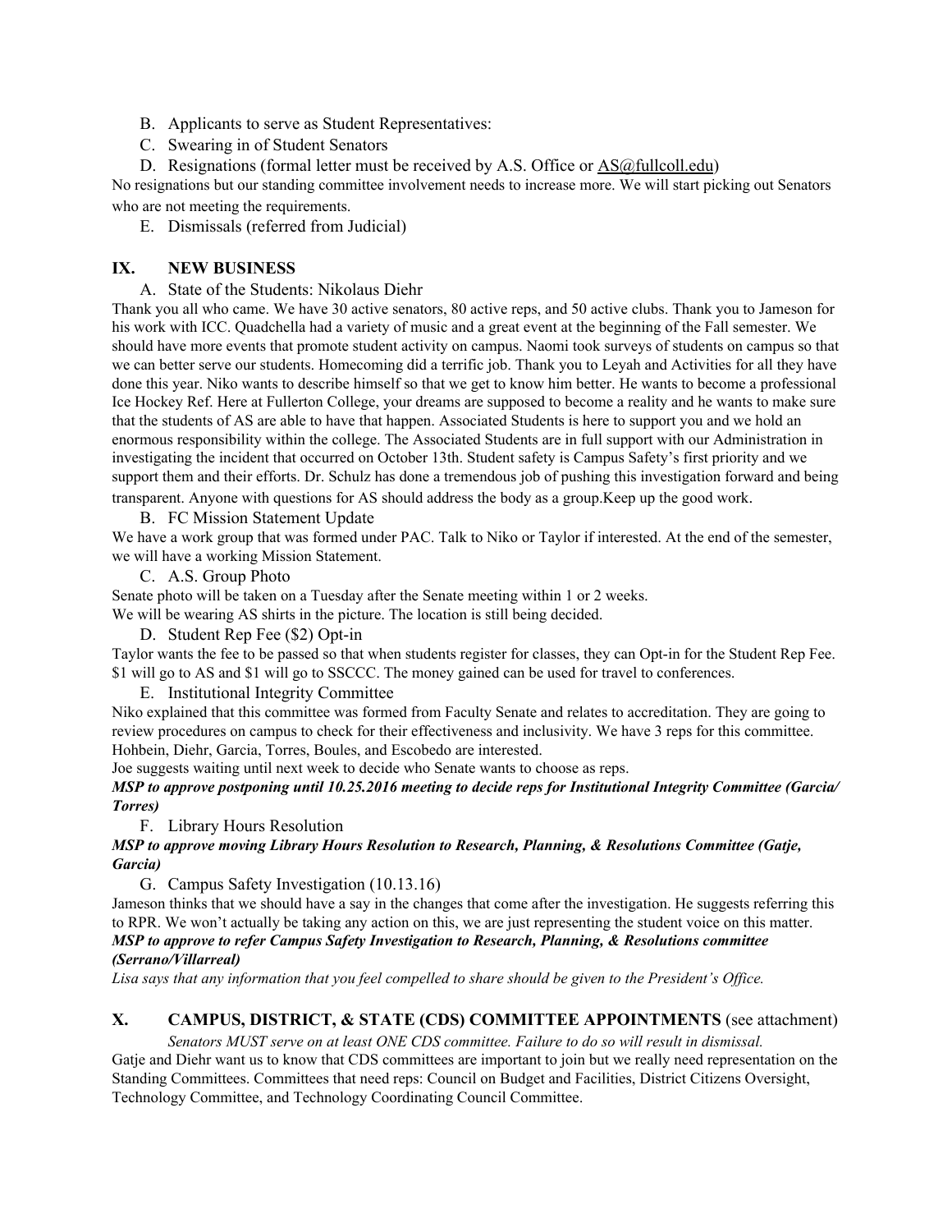B. Applicants to serve as Student Representatives:

C. Swearing in of Student Senators

D. Resignations (formal letter must be received by A.S. Office or AS@fullcoll.edu)

No resignations but our standing committee involvement needs to increase more. We will start picking out Senators who are not meeting the requirements.

E. Dismissals (referred from Judicial)

## IX. NEW BUSINESS

A. State of the Students: Nikolaus Diehr

Thank you all who came. We have 30 active senators, 80 active reps, and 50 active clubs. Thank you to Jameson for his work with ICC. Quadchella had a variety of music and a great event at the beginning of the Fall semester. We should have more events that promote student activity on campus. Naomi took surveys of students on campus so that we can better serve our students. Homecoming did a terrific job. Thank you to Leyah and Activities for all they have done this year. Niko wants to describe himself so that we get to know him better. He wants to become a professional Ice Hockey Ref. Here at Fullerton College, your dreams are supposed to become a reality and he wants to make sure that the students of AS are able to have that happen. Associated Students is here to support you and we hold an enormous responsibility within the college. The Associated Students are in full support with our Administration in investigating the incident that occurred on October 13th. Student safety is Campus Safety's first priority and we support them and their efforts. Dr. Schulz has done a tremendous job of pushing this investigation forward and being transparent. Anyone with questions for AS should address the body as a group.Keep up the good work.

B. FC Mission Statement Update

We have a work group that was formed under PAC. Talk to Niko or Taylor if interested. At the end of the semester, we will have a working Mission Statement.

C. A.S. Group Photo

Senate photo will be taken on a Tuesday after the Senate meeting within 1 or 2 weeks.
We will be wearing AS shirts in the picture. The location is still being decided.

D. Student Rep Fee ($2) Opt-in

Taylor wants the fee to be passed so that when students register for classes, they can Opt-in for the Student Rep Fee. $1 will go to AS and $1 will go to SSCCC. The money gained can be used for travel to conferences.

E. Institutional Integrity Committee

Niko explained that this committee was formed from Faculty Senate and relates to accreditation. They are going to review procedures on campus to check for their effectiveness and inclusivity. We have 3 reps for this committee. Hohbein, Diehr, Garcia, Torres, Boules, and Escobedo are interested.

Joe suggests waiting until next week to decide who Senate wants to choose as reps.

***MSP to approve postponing until 10.25.2016 meeting to decide reps for Institutional Integrity Committee (Garcia/ Torres)***

F. Library Hours Resolution

***MSP to approve moving Library Hours Resolution to Research, Planning, & Resolutions Committee (Gatje, Garcia)***

G. Campus Safety Investigation (10.13.16)

Jameson thinks that we should have a say in the changes that come after the investigation. He suggests referring this to RPR. We won't actually be taking any action on this, we are just representing the student voice on this matter.

***MSP to approve to refer Campus Safety Investigation to Research, Planning, & Resolutions committee (Serrano/Villarreal)***

*Lisa says that any information that you feel compelled to share should be given to the President's Office.*

## X. CAMPUS, DISTRICT, & STATE (CDS) COMMITTEE APPOINTMENTS (see attachment)

*Senators MUST serve on at least ONE CDS committee. Failure to do so will result in dismissal.*

Gatje and Diehr want us to know that CDS committees are important to join but we really need representation on the Standing Committees. Committees that need reps: Council on Budget and Facilities, District Citizens Oversight, Technology Committee, and Technology Coordinating Council Committee.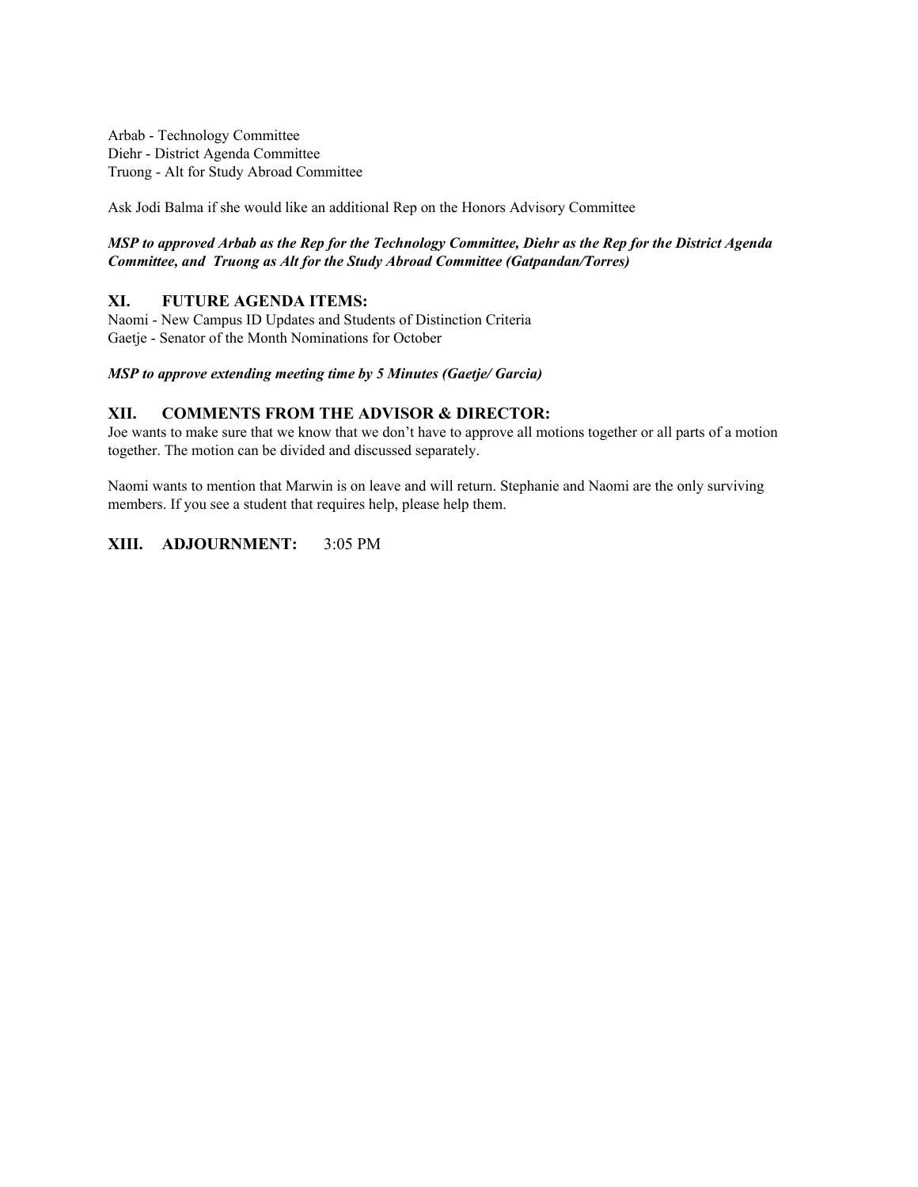Arbab - Technology Committee
Diehr - District Agenda Committee
Truong - Alt for Study Abroad Committee

Ask Jodi Balma if she would like an additional Rep on the Honors Advisory Committee

***MSP to approved Arbab as the Rep for the Technology Committee, Diehr as the Rep for the District Agenda Committee, and Truong as Alt for the Study Abroad Committee (Gatpandan/Torres)***

## XI. FUTURE AGENDA ITEMS:

Naomi - New Campus ID Updates and Students of Distinction Criteria
Gaetje - Senator of the Month Nominations for October

***MSP to approve extending meeting time by 5 Minutes (Gaetje/ Garcia)***

## XII. COMMENTS FROM THE ADVISOR & DIRECTOR:

Joe wants to make sure that we know that we don't have to approve all motions together or all parts of a motion together. The motion can be divided and discussed separately.

Naomi wants to mention that Marwin is on leave and will return. Stephanie and Naomi are the only surviving members. If you see a student that requires help, please help them.

## XIII. ADJOURNMENT: 3:05 PM